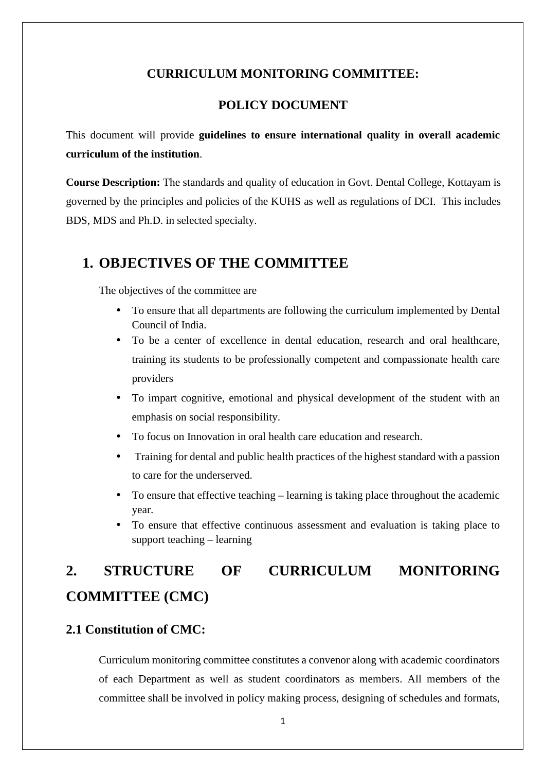# CURRICULUM MONITORING COMMITTEE:

# POLICY DOCUMENT

This document will provide **guidelines to ensure international quality in overall academic curriculum of the institution**.

**Course Description:** The standards and quality of education in Govt. Dental College, Kottayam is governed by the principles and policies of the KUHS as well as regulations of DCI. This includes BDS, MDS and Ph.D. in selected specialty.

## 1. OBJECTIVES OF THE COMMITTEE

The objectives of the committee are

- To ensure that all departments are following the curriculum implemented by Dental Council of India.
- To be a center of excellence in dental education, research and oral healthcare, training its students to be professionally competent and compassionate health care providers
- To impart cognitive, emotional and physical development of the student with an emphasis on social responsibility.
- To focus on Innovation in oral health care education and research.
- Training for dental and public health practices of the highest standard with a passion to care for the underserved.
- To ensure that effective teaching – learning is taking place throughout the academic year.
- To ensure that effective continuous assessment and evaluation is taking place to support teaching – learning

## 2. STRUCTURE OF CURRICULUM MONITORING COMMITTEE (CMC)

### 2.1 Constitution of CMC:

Curriculum monitoring committee constitutes a convenor along with academic coordinators of each Department as well as student coordinators as members. All members of the committee shall be involved in policy making process, designing of schedules and formats,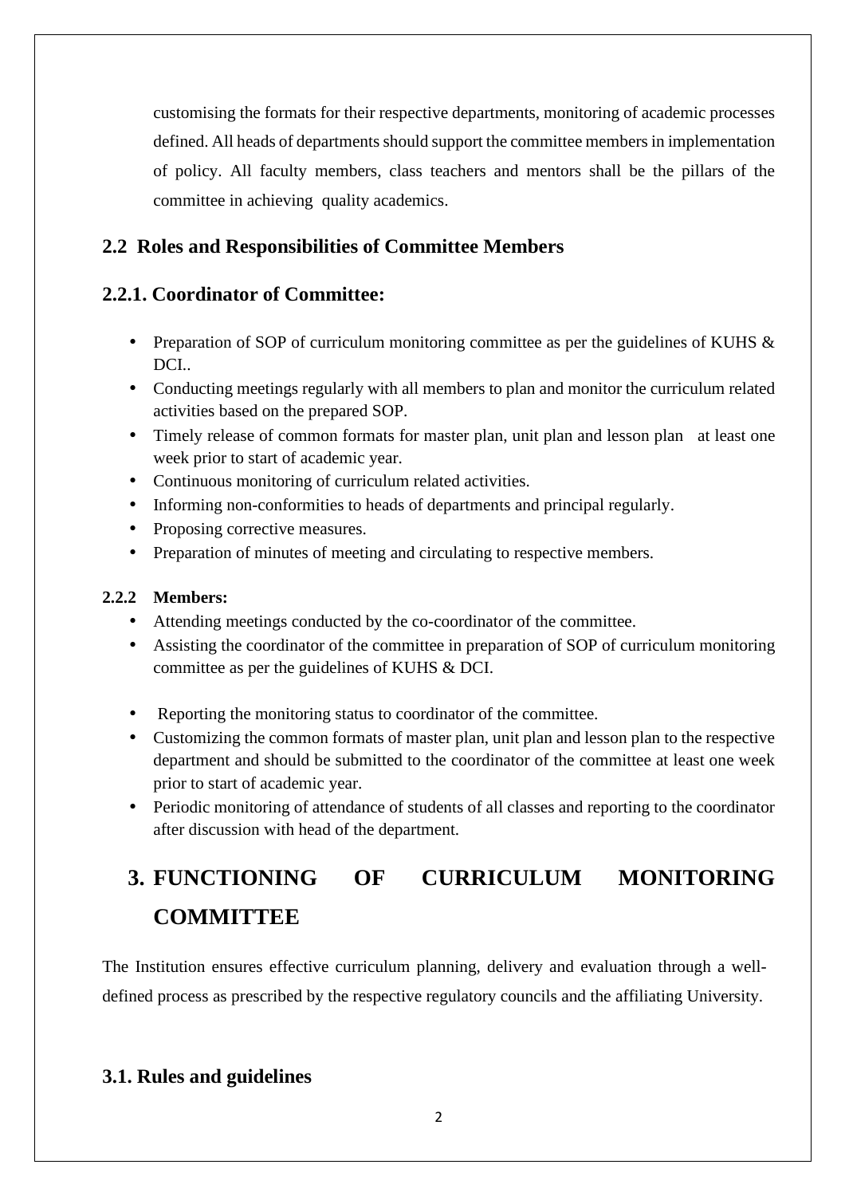customising the formats for their respective departments, monitoring of academic processes defined. All heads of departments should support the committee members in implementation of policy. All faculty members, class teachers and mentors shall be the pillars of the committee in achieving quality academics.

## 2.2 Roles and Responsibilities of Committee Members

### 2.2.1. Coordinator of Committee:

- Preparation of SOP of curriculum monitoring committee as per the guidelines of KUHS & DCI..
- Conducting meetings regularly with all members to plan and monitor the curriculum related activities based on the prepared SOP.
- Timely release of common formats for master plan, unit plan and lesson plan at least one week prior to start of academic year.
- Continuous monitoring of curriculum related activities.
- Informing non-conformities to heads of departments and principal regularly.
- Proposing corrective measures.
- Preparation of minutes of meeting and circulating to respective members.

**2.2.2 Members:**

- Attending meetings conducted by the co-coordinator of the committee.
- Assisting the coordinator of the committee in preparation of SOP of curriculum monitoring committee as per the guidelines of KUHS & DCI.
- Reporting the monitoring status to coordinator of the committee.
- Customizing the common formats of master plan, unit plan and lesson plan to the respective department and should be submitted to the coordinator of the committee at least one week prior to start of academic year.
- Periodic monitoring of attendance of students of all classes and reporting to the coordinator after discussion with head of the department.

# 3. FUNCTIONING OF CURRICULUM MONITORING COMMITTEE

The Institution ensures effective curriculum planning, delivery and evaluation through a well-defined process as prescribed by the respective regulatory councils and the affiliating University.

## 3.1. Rules and guidelines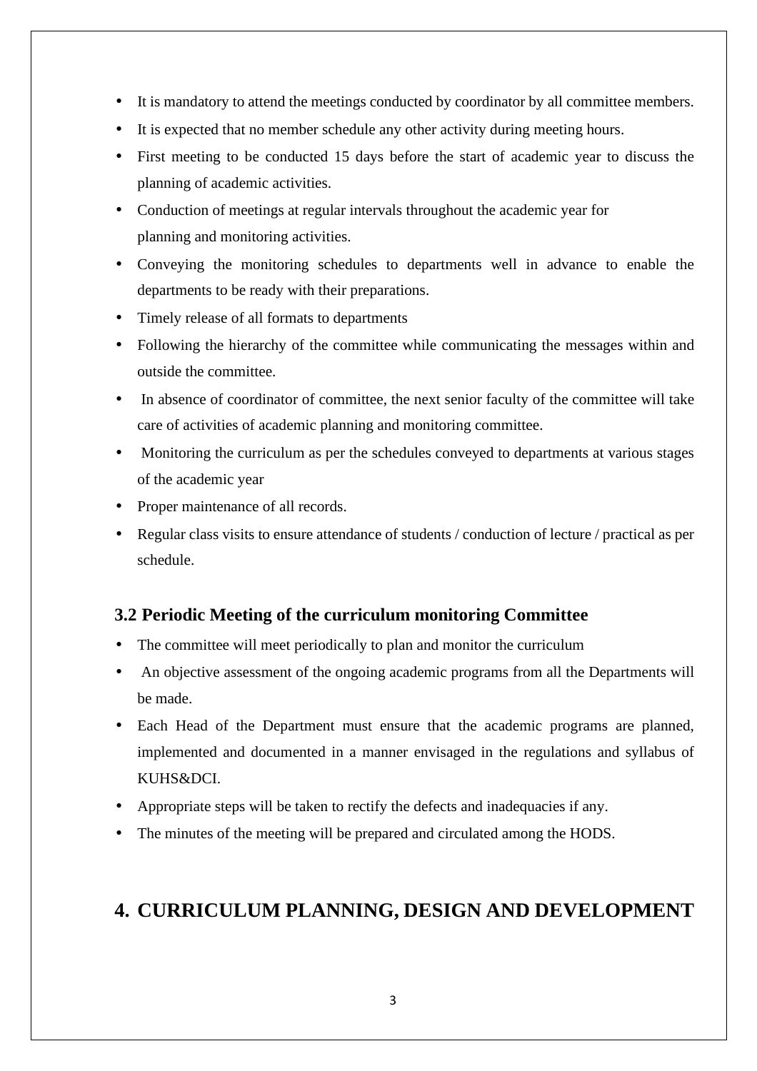- It is mandatory to attend the meetings conducted by coordinator by all committee members.
- It is expected that no member schedule any other activity during meeting hours.
- First meeting to be conducted 15 days before the start of academic year to discuss the planning of academic activities.
- Conduction of meetings at regular intervals throughout the academic year for planning and monitoring activities.
- Conveying the monitoring schedules to departments well in advance to enable the departments to be ready with their preparations.
- Timely release of all formats to departments
- Following the hierarchy of the committee while communicating the messages within and outside the committee.
- In absence of coordinator of committee, the next senior faculty of the committee will take care of activities of academic planning and monitoring committee.
- Monitoring the curriculum as per the schedules conveyed to departments at various stages of the academic year
- Proper maintenance of all records.
- Regular class visits to ensure attendance of students / conduction of lecture / practical as per schedule.

### 3.2 Periodic Meeting of the curriculum monitoring Committee

- The committee will meet periodically to plan and monitor the curriculum
- An objective assessment of the ongoing academic programs from all the Departments will be made.
- Each Head of the Department must ensure that the academic programs are planned, implemented and documented in a manner envisaged in the regulations and syllabus of KUHS&DCI.
- Appropriate steps will be taken to rectify the defects and inadequacies if any.
- The minutes of the meeting will be prepared and circulated among the HODS.

## 4. CURRICULUM PLANNING, DESIGN AND DEVELOPMENT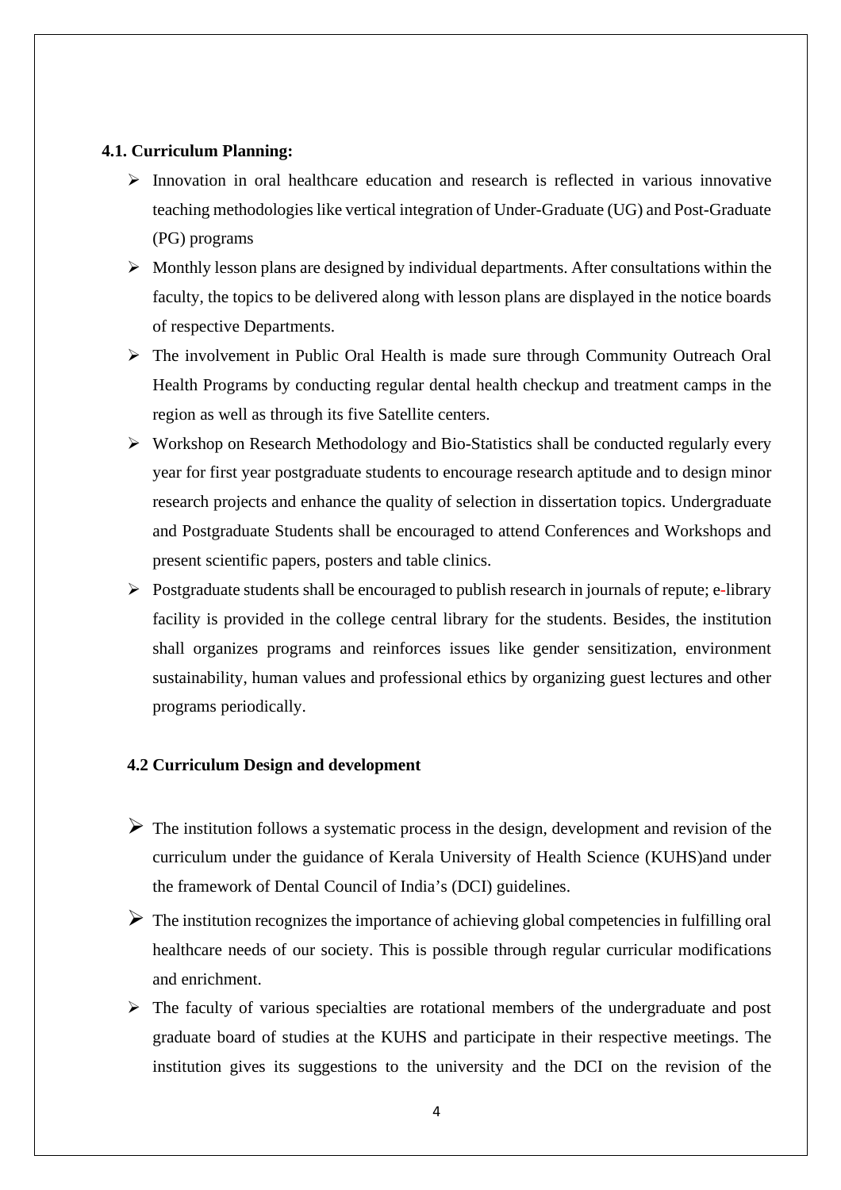**4.1. Curriculum Planning:**

- Innovation in oral healthcare education and research is reflected in various innovative teaching methodologies like vertical integration of Under-Graduate (UG) and Post-Graduate (PG) programs
- Monthly lesson plans are designed by individual departments. After consultations within the faculty, the topics to be delivered along with lesson plans are displayed in the notice boards of respective Departments.
- The involvement in Public Oral Health is made sure through Community Outreach Oral Health Programs by conducting regular dental health checkup and treatment camps in the region as well as through its five Satellite centers.
- Workshop on Research Methodology and Bio-Statistics shall be conducted regularly every year for first year postgraduate students to encourage research aptitude and to design minor research projects and enhance the quality of selection in dissertation topics. Undergraduate and Postgraduate Students shall be encouraged to attend Conferences and Workshops and present scientific papers, posters and table clinics.
- Postgraduate students shall be encouraged to publish research in journals of repute; e-library facility is provided in the college central library for the students. Besides, the institution shall organizes programs and reinforces issues like gender sensitization, environment sustainability, human values and professional ethics by organizing guest lectures and other programs periodically.

**4.2 Curriculum Design and development**

- The institution follows a systematic process in the design, development and revision of the curriculum under the guidance of Kerala University of Health Science (KUHS)and under the framework of Dental Council of India's (DCI) guidelines.
- The institution recognizes the importance of achieving global competencies in fulfilling oral healthcare needs of our society. This is possible through regular curricular modifications and enrichment.
- The faculty of various specialties are rotational members of the undergraduate and post graduate board of studies at the KUHS and participate in their respective meetings. The institution gives its suggestions to the university and the DCI on the revision of the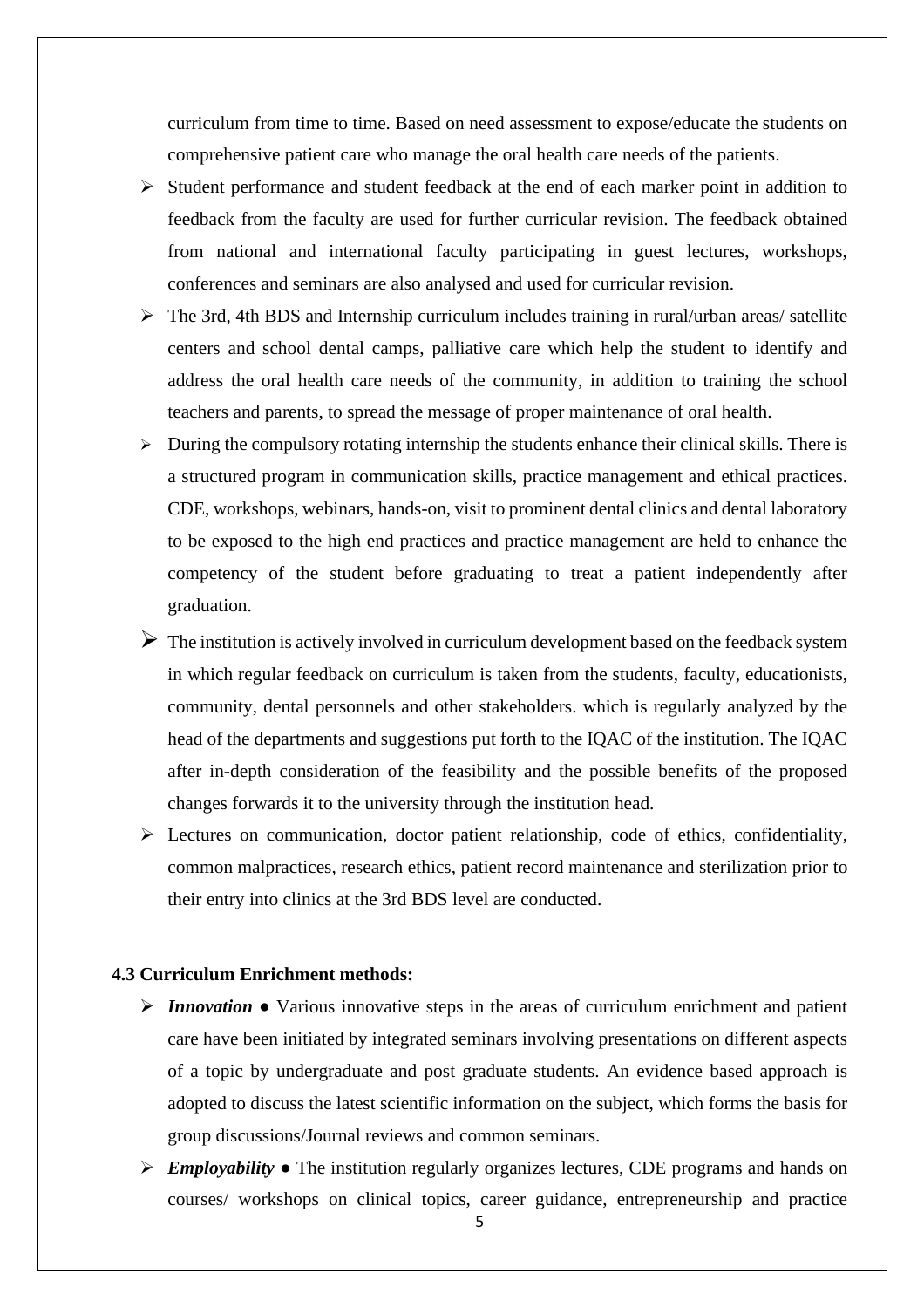curriculum from time to time. Based on need assessment to expose/educate the students on comprehensive patient care who manage the oral health care needs of the patients.

- Student performance and student feedback at the end of each marker point in addition to feedback from the faculty are used for further curricular revision. The feedback obtained from national and international faculty participating in guest lectures, workshops, conferences and seminars are also analysed and used for curricular revision.
- The 3rd, 4th BDS and Internship curriculum includes training in rural/urban areas/ satellite centers and school dental camps, palliative care which help the student to identify and address the oral health care needs of the community, in addition to training the school teachers and parents, to spread the message of proper maintenance of oral health.
- During the compulsory rotating internship the students enhance their clinical skills. There is a structured program in communication skills, practice management and ethical practices. CDE, workshops, webinars, hands-on, visit to prominent dental clinics and dental laboratory to be exposed to the high end practices and practice management are held to enhance the competency of the student before graduating to treat a patient independently after graduation.
- The institution is actively involved in curriculum development based on the feedback system in which regular feedback on curriculum is taken from the students, faculty, educationists, community, dental personnels and other stakeholders. which is regularly analyzed by the head of the departments and suggestions put forth to the IQAC of the institution. The IQAC after in-depth consideration of the feasibility and the possible benefits of the proposed changes forwards it to the university through the institution head.
- Lectures on communication, doctor patient relationship, code of ethics, confidentiality, common malpractices, research ethics, patient record maintenance and sterilization prior to their entry into clinics at the 3rd BDS level are conducted.

**4.3 Curriculum Enrichment methods:**

- ***Innovation*** ● Various innovative steps in the areas of curriculum enrichment and patient care have been initiated by integrated seminars involving presentations on different aspects of a topic by undergraduate and post graduate students. An evidence based approach is adopted to discuss the latest scientific information on the subject, which forms the basis for group discussions/Journal reviews and common seminars.
- ***Employability*** ● The institution regularly organizes lectures, CDE programs and hands on courses/ workshops on clinical topics, career guidance, entrepreneurship and practice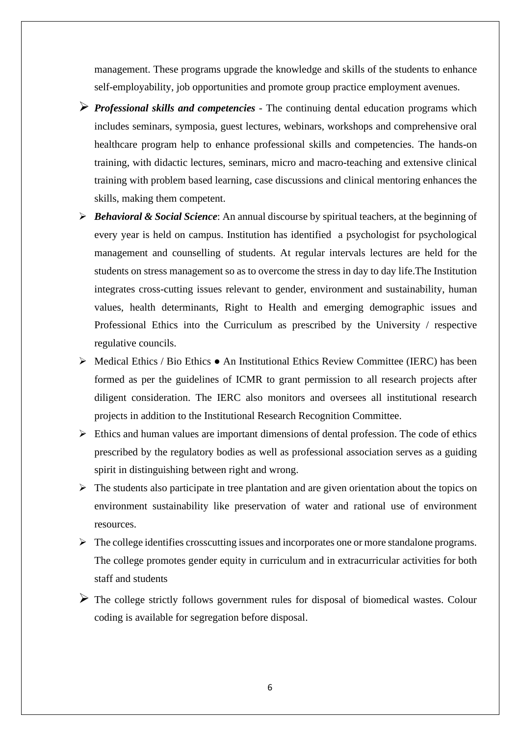management. These programs upgrade the knowledge and skills of the students to enhance self-employability, job opportunities and promote group practice employment avenues.

- ***Professional skills and competencies*** - The continuing dental education programs which includes seminars, symposia, guest lectures, webinars, workshops and comprehensive oral healthcare program help to enhance professional skills and competencies. The hands-on training, with didactic lectures, seminars, micro and macro-teaching and extensive clinical training with problem based learning, case discussions and clinical mentoring enhances the skills, making them competent.
- ***Behavioral & Social Science***: An annual discourse by spiritual teachers, at the beginning of every year is held on campus. Institution has identified a psychologist for psychological management and counselling of students. At regular intervals lectures are held for the students on stress management so as to overcome the stress in day to day life.The Institution integrates cross-cutting issues relevant to gender, environment and sustainability, human values, health determinants, Right to Health and emerging demographic issues and Professional Ethics into the Curriculum as prescribed by the University / respective regulative councils.
- Medical Ethics / Bio Ethics ● An Institutional Ethics Review Committee (IERC) has been formed as per the guidelines of ICMR to grant permission to all research projects after diligent consideration. The IERC also monitors and oversees all institutional research projects in addition to the Institutional Research Recognition Committee.
- Ethics and human values are important dimensions of dental profession. The code of ethics prescribed by the regulatory bodies as well as professional association serves as a guiding spirit in distinguishing between right and wrong.
- The students also participate in tree plantation and are given orientation about the topics on environment sustainability like preservation of water and rational use of environment resources.
- The college identifies crosscutting issues and incorporates one or more standalone programs. The college promotes gender equity in curriculum and in extracurricular activities for both staff and students
- The college strictly follows government rules for disposal of biomedical wastes. Colour coding is available for segregation before disposal.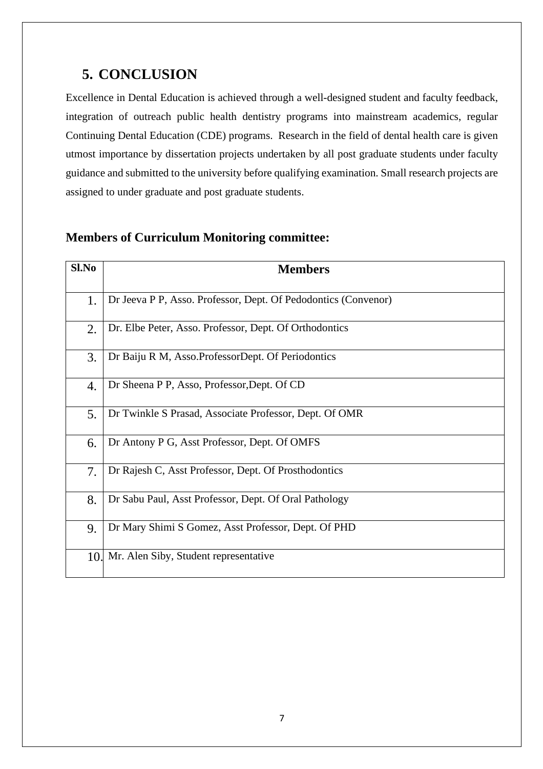## 5. CONCLUSION

Excellence in Dental Education is achieved through a well-designed student and faculty feedback, integration of outreach public health dentistry programs into mainstream academics, regular Continuing Dental Education (CDE) programs. Research in the field of dental health care is given utmost importance by dissertation projects undertaken by all post graduate students under faculty guidance and submitted to the university before qualifying examination. Small research projects are assigned to under graduate and post graduate students.

### Members of Curriculum Monitoring committee:

| Sl.No | Members |
|---|---|
| 1. | Dr Jeeva P P, Asso. Professor, Dept. Of Pedodontics (Convenor) |
| 2. | Dr. Elbe Peter, Asso. Professor, Dept. Of Orthodontics |
| 3. | Dr Baiju R M, Asso.ProfessorDept. Of Periodontics |
| 4. | Dr Sheena P P, Asso, Professor,Dept. Of CD |
| 5. | Dr Twinkle S Prasad, Associate Professor, Dept. Of OMR |
| 6. | Dr Antony P G, Asst Professor, Dept. Of OMFS |
| 7. | Dr Rajesh C, Asst Professor, Dept. Of Prosthodontics |
| 8. | Dr Sabu Paul, Asst Professor, Dept. Of Oral Pathology |
| 9. | Dr Mary Shimi S Gomez, Asst Professor, Dept. Of PHD |
| 10. | Mr. Alen Siby, Student representative |